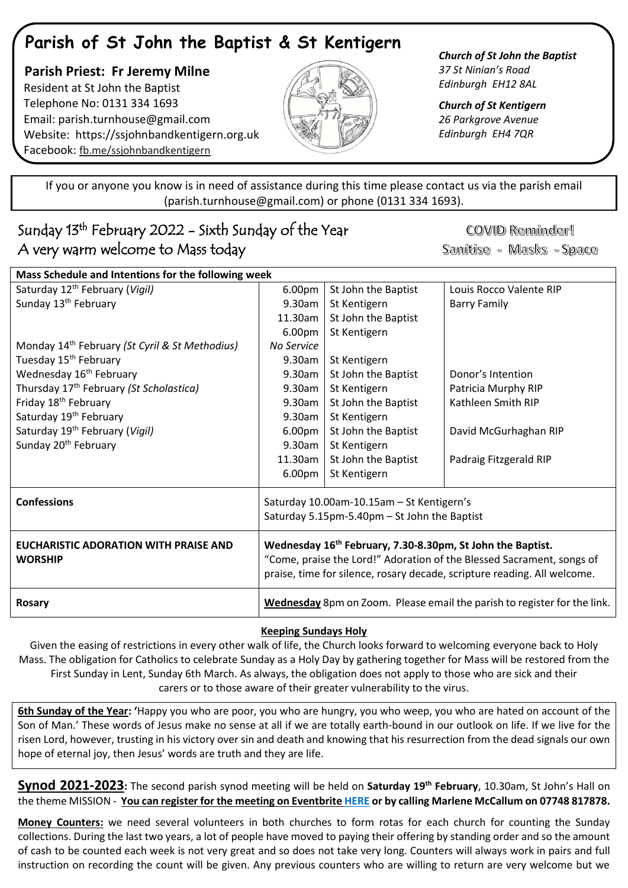# Parish of St John the Baptist & St Kentigern

**Parish Priest: Fr Jeremy Milne**
Resident at St John the Baptist
Telephone No: 0131 334 1693
Email: parish.turnhouse@gmail.com
Website: https://ssjohnbandkentigern.org.uk
Facebook: fb.me/ssjohnbandkentigern

***Church of St John the Baptist***
*37 St Ninian's Road*
*Edinburgh EH12 8AL*

***Church of St Kentigern***
*26 Parkgrove Avenue*
*Edinburgh EH4 7QR*

If you or anyone you know is in need of assistance during this time please contact us via the parish email (parish.turnhouse@gmail.com) or phone (0131 334 1693).

## Sunday 13th February 2022 - Sixth Sunday of the Year
## A very warm welcome to Mass today

**COVID Reminder!**
Sanitise - Masks - Space

| **Mass Schedule and Intentions for the following week** | | | |
|---|---|---|---|
| Saturday 12th February (*Vigil)* | 6.00pm | St John the Baptist | Louis Rocco Valente RIP |
| Sunday 13th February | 9.30am | St Kentigern | Barry Family |
| | 11.30am | St John the Baptist | |
| | 6.00pm | St Kentigern | |
| Monday 14th February *(St Cyril & St Methodius)* | *No Service* | | |
| Tuesday 15th February | 9.30am | St Kentigern | |
| Wednesday 16th February | 9.30am | St John the Baptist | Donor's Intention |
| Thursday 17th February *(St Scholastica)* | 9.30am | St Kentigern | Patricia Murphy RIP |
| Friday 18th February | 9.30am | St John the Baptist | Kathleen Smith RIP |
| Saturday 19th February | 9.30am | St Kentigern | |
| Saturday 19th February (*Vigil)* | 6.00pm | St John the Baptist | David McGurhaghan RIP |
| Sunday 20th February | 9.30am | St Kentigern | |
| | 11.30am | St John the Baptist | Padraig Fitzgerald RIP |
| | 6.00pm | St Kentigern | |
| **Confessions** | Saturday 10.00am-10.15am – St Kentigern's<br>Saturday 5.15pm-5.40pm – St John the Baptist | | |
| **EUCHARISTIC ADORATION WITH PRAISE AND WORSHIP** | **Wednesday 16th February, 7.30-8.30pm, St John the Baptist.**<br>"Come, praise the Lord!" Adoration of the Blessed Sacrament, songs of praise, time for silence, rosary decade, scripture reading. All welcome. | | |
| **Rosary** | **Wednesday** 8pm on Zoom. Please email the parish to register for the link. | | |

**Keeping Sundays Holy**

Given the easing of restrictions in every other walk of life, the Church looks forward to welcoming everyone back to Holy Mass. The obligation for Catholics to celebrate Sunday as a Holy Day by gathering together for Mass will be restored from the First Sunday in Lent, Sunday 6th March. As always, the obligation does not apply to those who are sick and their carers or to those aware of their greater vulnerability to the virus.

**6th Sunday of the Year: '**Happy you who are poor, you who are hungry, you who weep, you who are hated on account of the Son of Man.' These words of Jesus make no sense at all if we are totally earth-bound in our outlook on life. If we live for the risen Lord, however, trusting in his victory over sin and death and knowing that his resurrection from the dead signals our own hope of eternal joy, then Jesus' words are truth and they are life.

**Synod 2021-2023:** The second parish synod meeting will be held on **Saturday 19th February**, 10.30am, St John's Hall on the theme MISSION - **You can register for the meeting on Eventbrite HERE or by calling Marlene McCallum on 07748 817878.**

**Money Counters:** we need several volunteers in both churches to form rotas for each church for counting the Sunday collections. During the last two years, a lot of people have moved to paying their offering by standing order and so the amount of cash to be counted each week is not very great and so does not take very long. Counters will always work in pairs and full instruction on recording the count will be given. Any previous counters who are willing to return are very welcome but we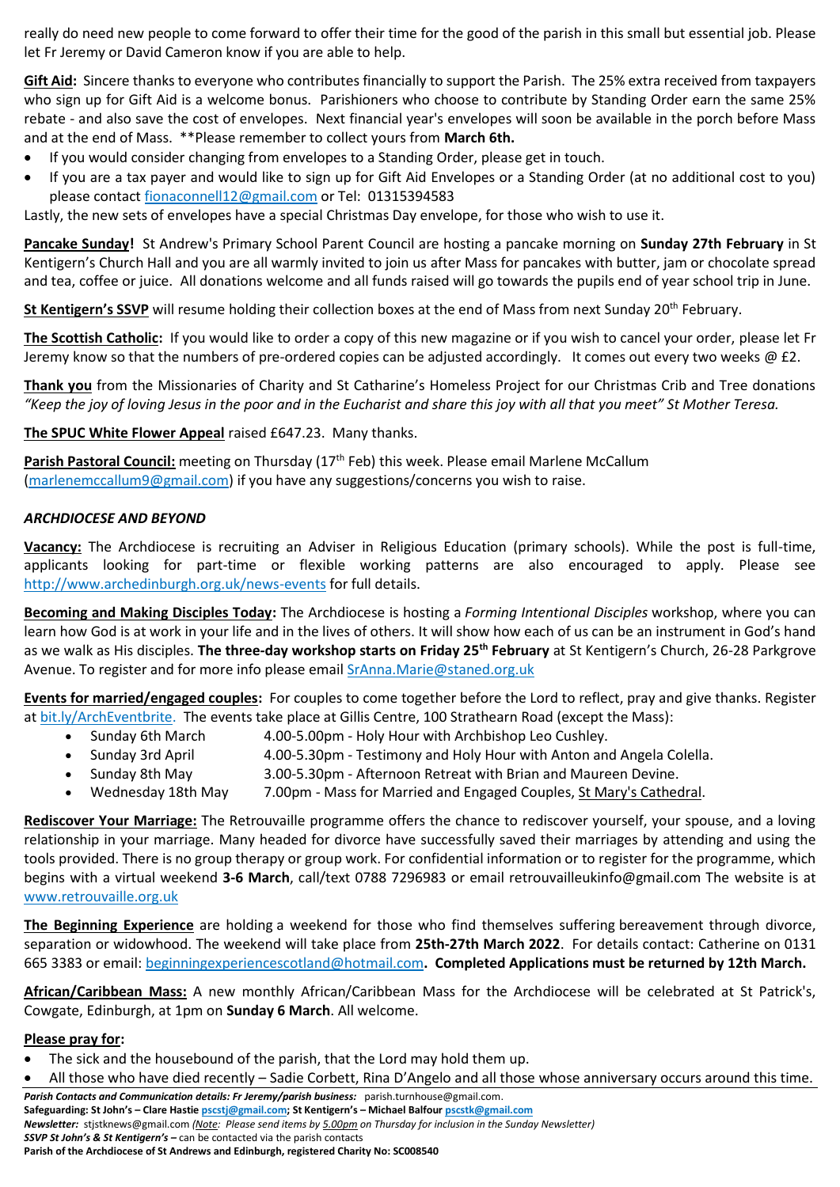really do need new people to come forward to offer their time for the good of the parish in this small but essential job. Please let Fr Jeremy or David Cameron know if you are able to help.

**Gift Aid:** Sincere thanks to everyone who contributes financially to support the Parish. The 25% extra received from taxpayers who sign up for Gift Aid is a welcome bonus. Parishioners who choose to contribute by Standing Order earn the same 25% rebate - and also save the cost of envelopes. Next financial year's envelopes will soon be available in the porch before Mass and at the end of Mass. **Please remember to collect yours from **March 6th.**

- If you would consider changing from envelopes to a Standing Order, please get in touch.
- If you are a tax payer and would like to sign up for Gift Aid Envelopes or a Standing Order (at no additional cost to you) please contact fionaconnell12@gmail.com or Tel: 01315394583

Lastly, the new sets of envelopes have a special Christmas Day envelope, for those who wish to use it.

**Pancake Sunday!** St Andrew's Primary School Parent Council are hosting a pancake morning on **Sunday 27th February** in St Kentigern's Church Hall and you are all warmly invited to join us after Mass for pancakes with butter, jam or chocolate spread and tea, coffee or juice. All donations welcome and all funds raised will go towards the pupils end of year school trip in June.

**St Kentigern's SSVP** will resume holding their collection boxes at the end of Mass from next Sunday 20th February.

**The Scottish Catholic:** If you would like to order a copy of this new magazine or if you wish to cancel your order, please let Fr Jeremy know so that the numbers of pre-ordered copies can be adjusted accordingly. It comes out every two weeks @ £2.

**Thank you** from the Missionaries of Charity and St Catharine's Homeless Project for our Christmas Crib and Tree donations *"Keep the joy of loving Jesus in the poor and in the Eucharist and share this joy with all that you meet" St Mother Teresa.*

**The SPUC White Flower Appeal** raised £647.23. Many thanks.

**Parish Pastoral Council:** meeting on Thursday (17th Feb) this week. Please email Marlene McCallum (marlenemccallum9@gmail.com) if you have any suggestions/concerns you wish to raise.

## *ARCHDIOCESE AND BEYOND*

**Vacancy:** The Archdiocese is recruiting an Adviser in Religious Education (primary schools). While the post is full-time, applicants looking for part-time or flexible working patterns are also encouraged to apply. Please see http://www.archedinburgh.org.uk/news-events for full details.

**Becoming and Making Disciples Today:** The Archdiocese is hosting a *Forming Intentional Disciples* workshop, where you can learn how God is at work in your life and in the lives of others. It will show how each of us can be an instrument in God's hand as we walk as His disciples. **The three-day workshop starts on Friday 25th February** at St Kentigern's Church, 26-28 Parkgrove Avenue. To register and for more info please email SrAnna.Marie@staned.org.uk

**Events for married/engaged couples:** For couples to come together before the Lord to reflect, pray and give thanks. Register at bit.ly/ArchEventbrite. The events take place at Gillis Centre, 100 Strathearn Road (except the Mass):

- Sunday 6th March — 4.00-5.00pm - Holy Hour with Archbishop Leo Cushley.
- Sunday 3rd April — 4.00-5.30pm - Testimony and Holy Hour with Anton and Angela Colella.
- Sunday 8th May — 3.00-5.30pm - Afternoon Retreat with Brian and Maureen Devine.
- Wednesday 18th May — 7.00pm - Mass for Married and Engaged Couples, St Mary's Cathedral.

**Rediscover Your Marriage:** The Retrouvaille programme offers the chance to rediscover yourself, your spouse, and a loving relationship in your marriage. Many headed for divorce have successfully saved their marriages by attending and using the tools provided. There is no group therapy or group work. For confidential information or to register for the programme, which begins with a virtual weekend **3-6 March**, call/text 0788 7296983 or email retrouvailleukinfo@gmail.com The website is at www.retrouvaille.org.uk

**The Beginning Experience** are holding a weekend for those who find themselves suffering bereavement through divorce, separation or widowhood. The weekend will take place from **25th-27th March 2022**. For details contact: Catherine on 0131 665 3383 or email: beginningexperiencescotland@hotmail.com**. Completed Applications must be returned by 12th March.**

**African/Caribbean Mass:** A new monthly African/Caribbean Mass for the Archdiocese will be celebrated at St Patrick's, Cowgate, Edinburgh, at 1pm on **Sunday 6 March**. All welcome.

**Please pray for:**

- The sick and the housebound of the parish, that the Lord may hold them up.
- All those who have died recently – Sadie Corbett, Rina D'Angelo and all those whose anniversary occurs around this time.

***Parish Contacts and Communication details: Fr Jeremy/parish business:*** parish.turnhouse@gmail.com.
**Safeguarding: St John's – Clare Hastie pscstj@gmail.com; St Kentigern's – Michael Balfour pscstk@gmail.com**
***Newsletter:*** stjstknews@gmail.com *(Note: Please send items by 5.00pm on Thursday for inclusion in the Sunday Newsletter)*
***SSVP St John's & St Kentigern's –*** can be contacted via the parish contacts
**Parish of the Archdiocese of St Andrews and Edinburgh, registered Charity No: SC008540**